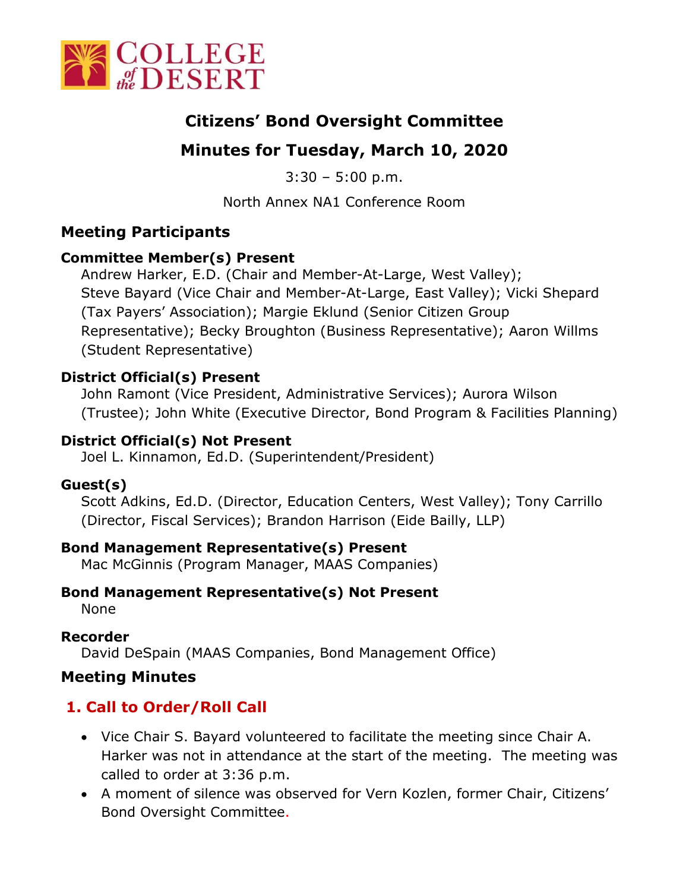# Citizens' Bond Oversight Committee

## Minutes for Tuesday, March 10, 2020

3:30 – 5:00 p.m.

North Annex NA1 Conference Room

## Meeting Participants

### Committee Member(s) Present

Andrew Harker, E.D. (Chair and Member-At-Large, West Valley); Steve Bayard (Vice Chair and Member-At-Large, East Valley); Vicki Shepard (Tax Payers' Association); Margie Eklund (Senior Citizen Group Representative); Becky Broughton (Business Representative); Aaron Willms (Student Representative)

### District Official(s) Present

John Ramont (Vice President, Administrative Services); Aurora Wilson (Trustee); John White (Executive Director, Bond Program & Facilities Planning)

### District Official(s) Not Present

Joel L. Kinnamon, Ed.D. (Superintendent/President)

### Guest(s)

Scott Adkins, Ed.D. (Director, Education Centers, West Valley); Tony Carrillo (Director, Fiscal Services); Brandon Harrison (Eide Bailly, LLP)

### Bond Management Representative(s) Present

Mac McGinnis (Program Manager, MAAS Companies)

### Bond Management Representative(s) Not Present

None

### Recorder

David DeSpain (MAAS Companies, Bond Management Office)

## Meeting Minutes

### 1. Call to Order/Roll Call

- Vice Chair S. Bayard volunteered to facilitate the meeting since Chair A. Harker was not in attendance at the start of the meeting. The meeting was called to order at 3:36 p.m.
- A moment of silence was observed for Vern Kozlen, former Chair, Citizens' Bond Oversight Committee.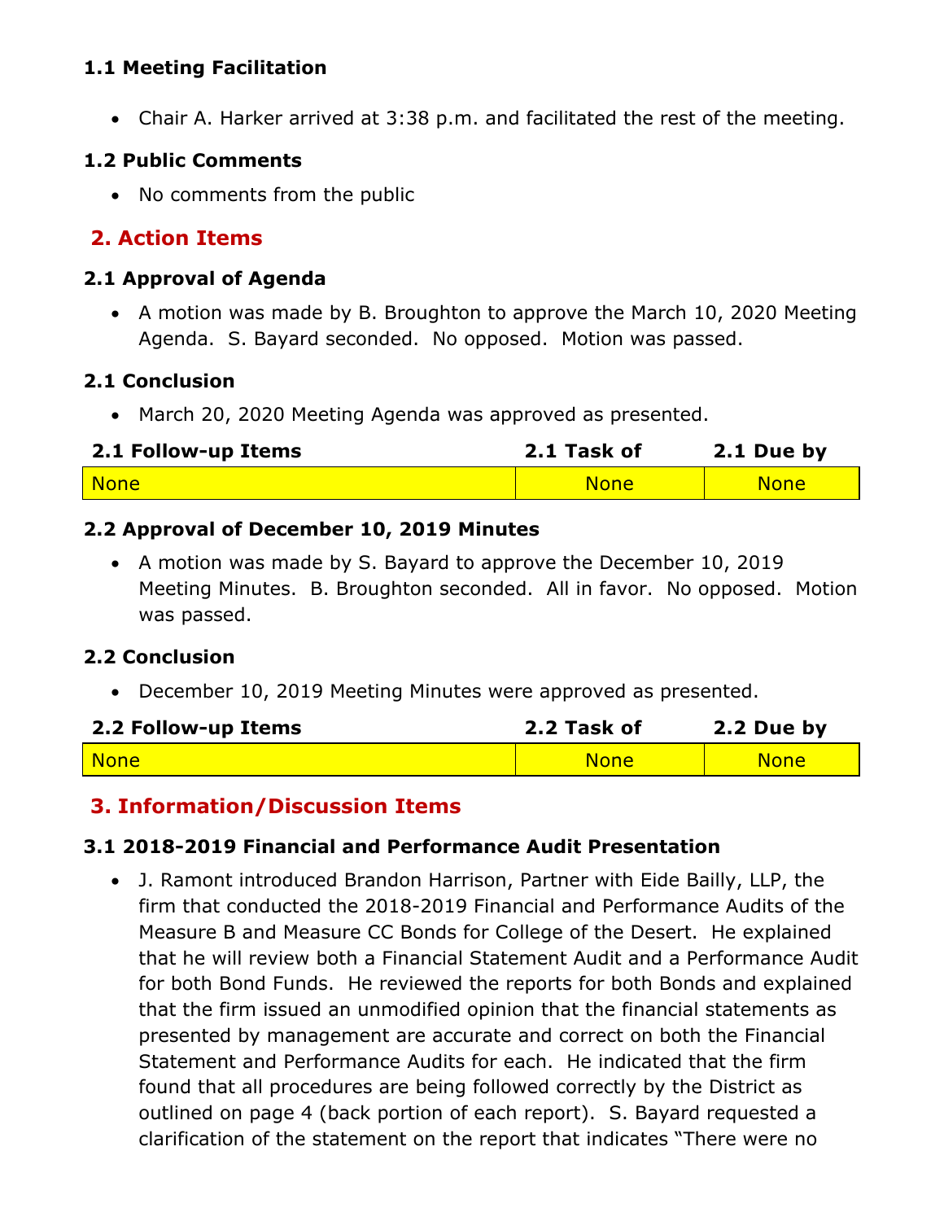### 1.1 Meeting Facilitation

- Chair A. Harker arrived at 3:38 p.m. and facilitated the rest of the meeting.

### 1.2 Public Comments

- No comments from the public

## 2. Action Items

### 2.1 Approval of Agenda

- A motion was made by B. Broughton to approve the March 10, 2020 Meeting Agenda. S. Bayard seconded. No opposed. Motion was passed.

### 2.1 Conclusion

- March 20, 2020 Meeting Agenda was approved as presented.

| 2.1 Follow-up Items | 2.1 Task of | 2.1 Due by |
|---|---|---|
| None | None | None |

### 2.2 Approval of December 10, 2019 Minutes

- A motion was made by S. Bayard to approve the December 10, 2019 Meeting Minutes. B. Broughton seconded. All in favor. No opposed. Motion was passed.

### 2.2 Conclusion

- December 10, 2019 Meeting Minutes were approved as presented.

| 2.2 Follow-up Items | 2.2 Task of | 2.2 Due by |
|---|---|---|
| None | None | None |

## 3. Information/Discussion Items

### 3.1 2018-2019 Financial and Performance Audit Presentation

- J. Ramont introduced Brandon Harrison, Partner with Eide Bailly, LLP, the firm that conducted the 2018-2019 Financial and Performance Audits of the Measure B and Measure CC Bonds for College of the Desert. He explained that he will review both a Financial Statement Audit and a Performance Audit for both Bond Funds. He reviewed the reports for both Bonds and explained that the firm issued an unmodified opinion that the financial statements as presented by management are accurate and correct on both the Financial Statement and Performance Audits for each. He indicated that the firm found that all procedures are being followed correctly by the District as outlined on page 4 (back portion of each report). S. Bayard requested a clarification of the statement on the report that indicates "There were no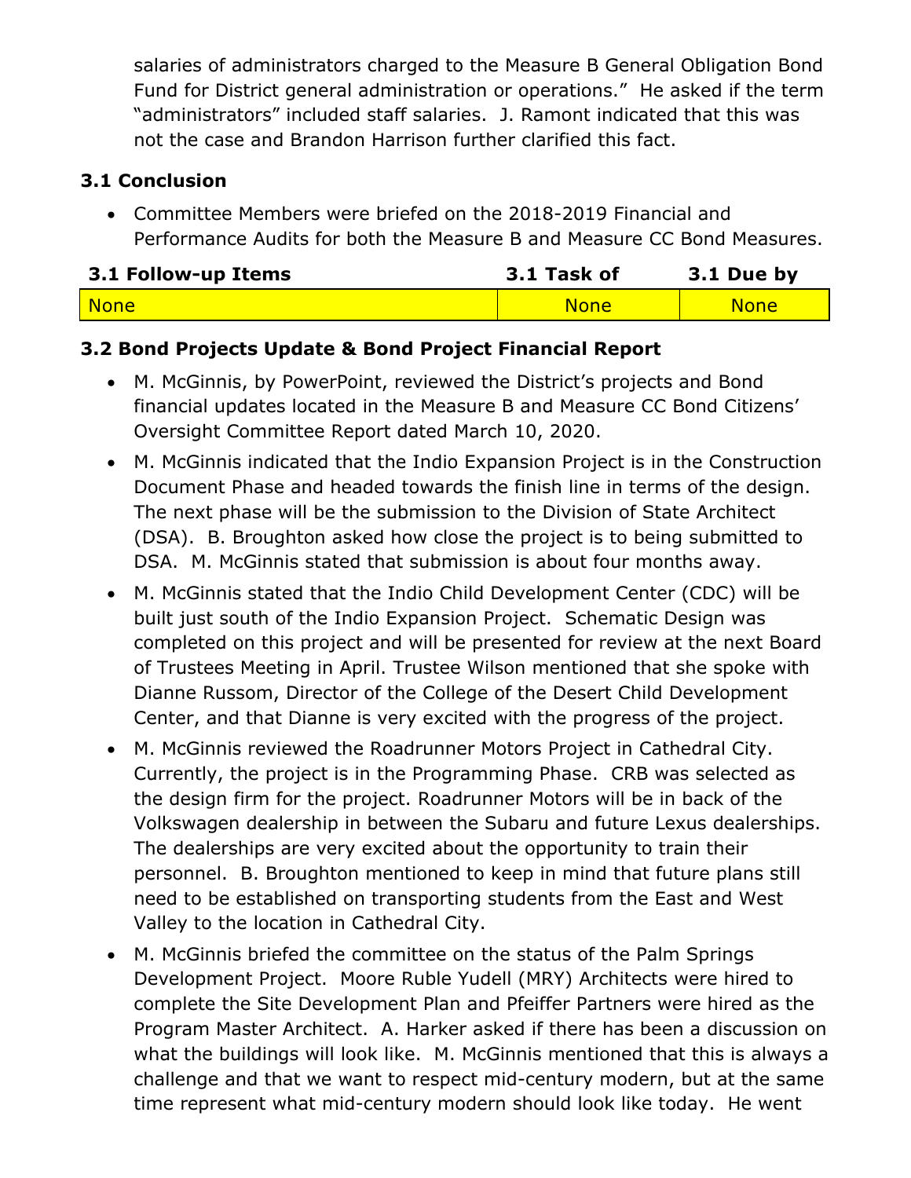salaries of administrators charged to the Measure B General Obligation Bond Fund for District general administration or operations." He asked if the term "administrators" included staff salaries. J. Ramont indicated that this was not the case and Brandon Harrison further clarified this fact.

### 3.1 Conclusion

- Committee Members were briefed on the 2018-2019 Financial and Performance Audits for both the Measure B and Measure CC Bond Measures.

| 3.1 Follow-up Items | 3.1 Task of | 3.1 Due by |
|---|---|---|
| None | None | None |

### 3.2 Bond Projects Update & Bond Project Financial Report

- M. McGinnis, by PowerPoint, reviewed the District's projects and Bond financial updates located in the Measure B and Measure CC Bond Citizens' Oversight Committee Report dated March 10, 2020.
- M. McGinnis indicated that the Indio Expansion Project is in the Construction Document Phase and headed towards the finish line in terms of the design. The next phase will be the submission to the Division of State Architect (DSA). B. Broughton asked how close the project is to being submitted to DSA. M. McGinnis stated that submission is about four months away.
- M. McGinnis stated that the Indio Child Development Center (CDC) will be built just south of the Indio Expansion Project. Schematic Design was completed on this project and will be presented for review at the next Board of Trustees Meeting in April. Trustee Wilson mentioned that she spoke with Dianne Russom, Director of the College of the Desert Child Development Center, and that Dianne is very excited with the progress of the project.
- M. McGinnis reviewed the Roadrunner Motors Project in Cathedral City. Currently, the project is in the Programming Phase. CRB was selected as the design firm for the project. Roadrunner Motors will be in back of the Volkswagen dealership in between the Subaru and future Lexus dealerships. The dealerships are very excited about the opportunity to train their personnel. B. Broughton mentioned to keep in mind that future plans still need to be established on transporting students from the East and West Valley to the location in Cathedral City.
- M. McGinnis briefed the committee on the status of the Palm Springs Development Project. Moore Ruble Yudell (MRY) Architects were hired to complete the Site Development Plan and Pfeiffer Partners were hired as the Program Master Architect. A. Harker asked if there has been a discussion on what the buildings will look like. M. McGinnis mentioned that this is always a challenge and that we want to respect mid-century modern, but at the same time represent what mid-century modern should look like today. He went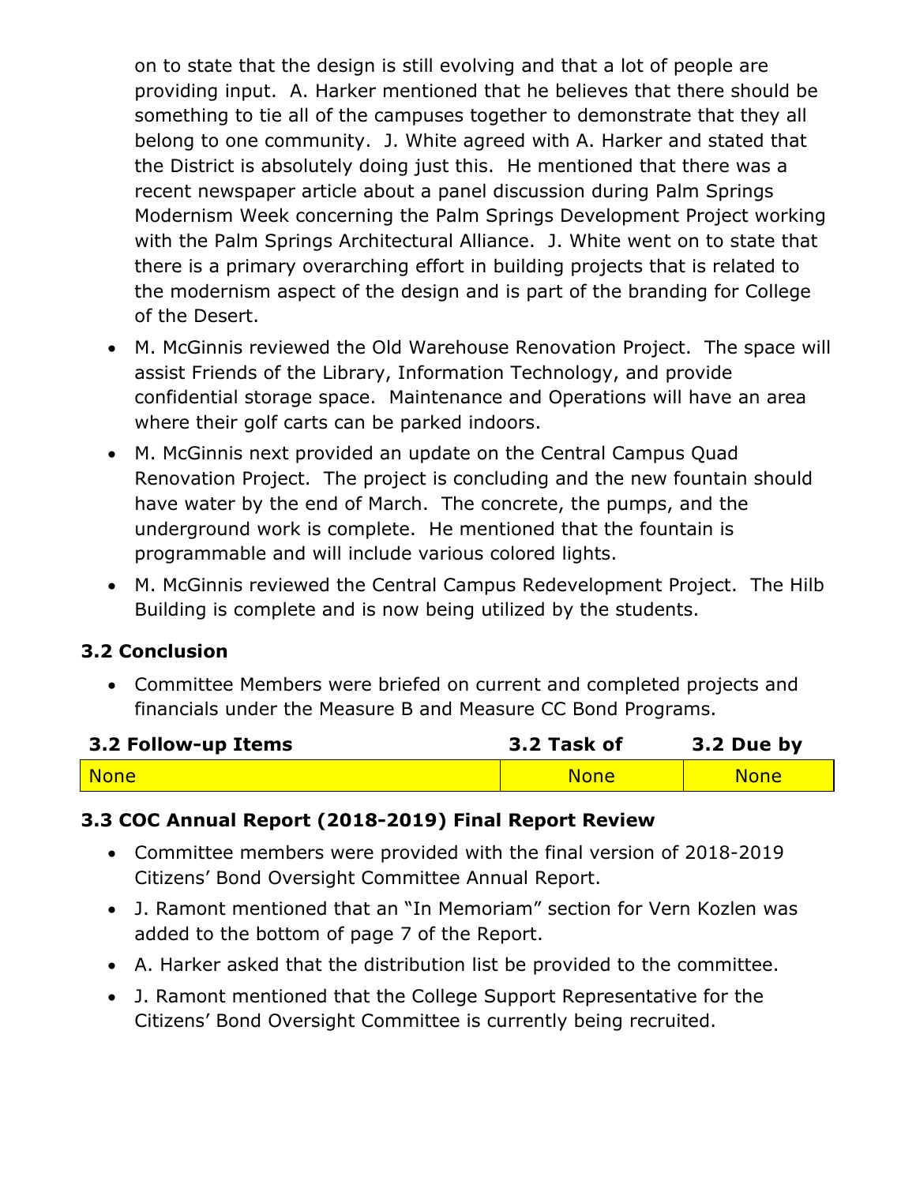on to state that the design is still evolving and that a lot of people are providing input. A. Harker mentioned that he believes that there should be something to tie all of the campuses together to demonstrate that they all belong to one community. J. White agreed with A. Harker and stated that the District is absolutely doing just this. He mentioned that there was a recent newspaper article about a panel discussion during Palm Springs Modernism Week concerning the Palm Springs Development Project working with the Palm Springs Architectural Alliance. J. White went on to state that there is a primary overarching effort in building projects that is related to the modernism aspect of the design and is part of the branding for College of the Desert.

- M. McGinnis reviewed the Old Warehouse Renovation Project. The space will assist Friends of the Library, Information Technology, and provide confidential storage space. Maintenance and Operations will have an area where their golf carts can be parked indoors.
- M. McGinnis next provided an update on the Central Campus Quad Renovation Project. The project is concluding and the new fountain should have water by the end of March. The concrete, the pumps, and the underground work is complete. He mentioned that the fountain is programmable and will include various colored lights.
- M. McGinnis reviewed the Central Campus Redevelopment Project. The Hilb Building is complete and is now being utilized by the students.

### 3.2 Conclusion

- Committee Members were briefed on current and completed projects and financials under the Measure B and Measure CC Bond Programs.

| 3.2 Follow-up Items | 3.2 Task of | 3.2 Due by |
|---|---|---|
| None | None | None |

### 3.3 COC Annual Report (2018-2019) Final Report Review

- Committee members were provided with the final version of 2018-2019 Citizens' Bond Oversight Committee Annual Report.
- J. Ramont mentioned that an "In Memoriam" section for Vern Kozlen was added to the bottom of page 7 of the Report.
- A. Harker asked that the distribution list be provided to the committee.
- J. Ramont mentioned that the College Support Representative for the Citizens' Bond Oversight Committee is currently being recruited.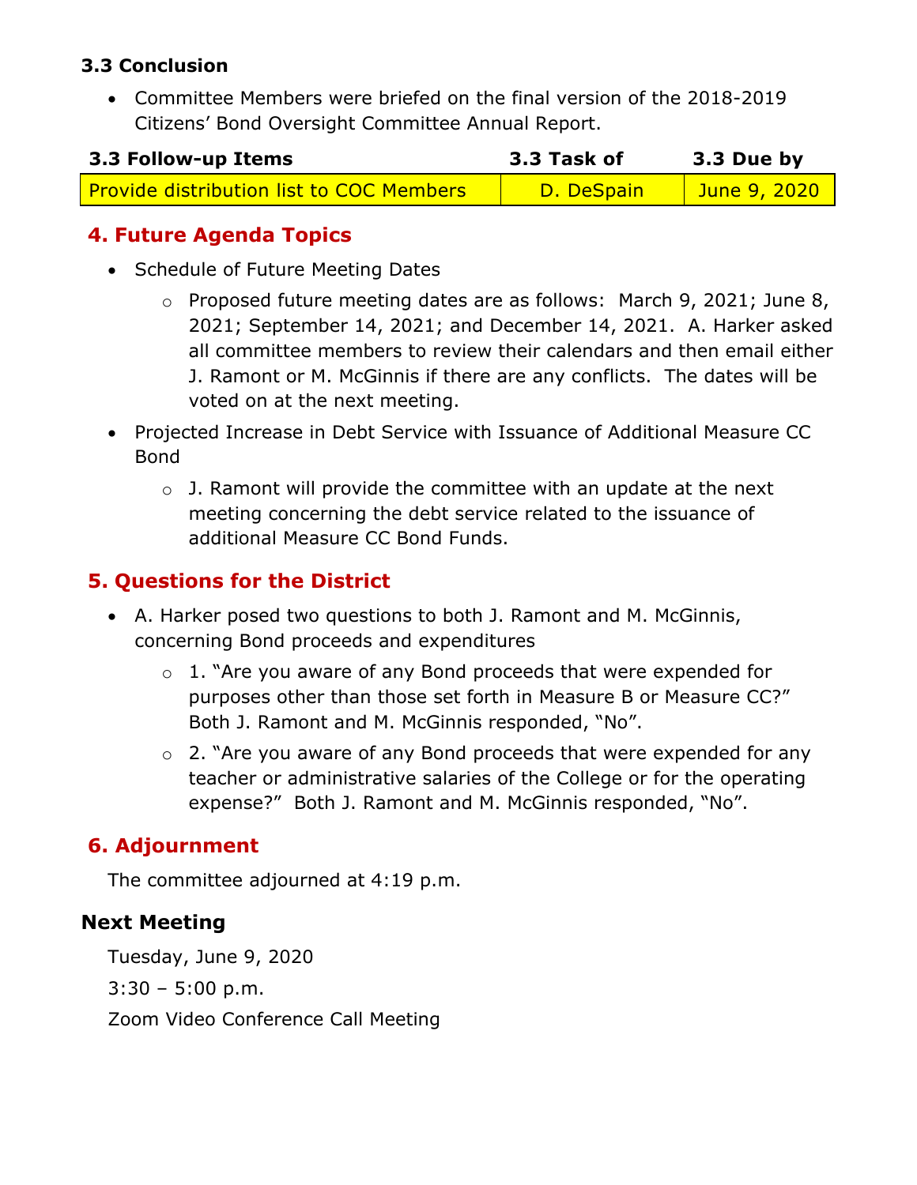### 3.3 Conclusion

- Committee Members were briefed on the final version of the 2018-2019 Citizens' Bond Oversight Committee Annual Report.

| 3.3 Follow-up Items | 3.3 Task of | 3.3 Due by |
| --- | --- | --- |
| Provide distribution list to COC Members | D. DeSpain | June 9, 2020 |

## 4. Future Agenda Topics

- Schedule of Future Meeting Dates
  - Proposed future meeting dates are as follows: March 9, 2021; June 8, 2021; September 14, 2021; and December 14, 2021. A. Harker asked all committee members to review their calendars and then email either J. Ramont or M. McGinnis if there are any conflicts. The dates will be voted on at the next meeting.
- Projected Increase in Debt Service with Issuance of Additional Measure CC Bond
  - J. Ramont will provide the committee with an update at the next meeting concerning the debt service related to the issuance of additional Measure CC Bond Funds.

## 5. Questions for the District

- A. Harker posed two questions to both J. Ramont and M. McGinnis, concerning Bond proceeds and expenditures
  - 1. "Are you aware of any Bond proceeds that were expended for purposes other than those set forth in Measure B or Measure CC?" Both J. Ramont and M. McGinnis responded, "No".
  - 2. "Are you aware of any Bond proceeds that were expended for any teacher or administrative salaries of the College or for the operating expense?" Both J. Ramont and M. McGinnis responded, "No".

## 6. Adjournment

The committee adjourned at 4:19 p.m.

### Next Meeting

Tuesday, June 9, 2020

3:30 – 5:00 p.m.

Zoom Video Conference Call Meeting